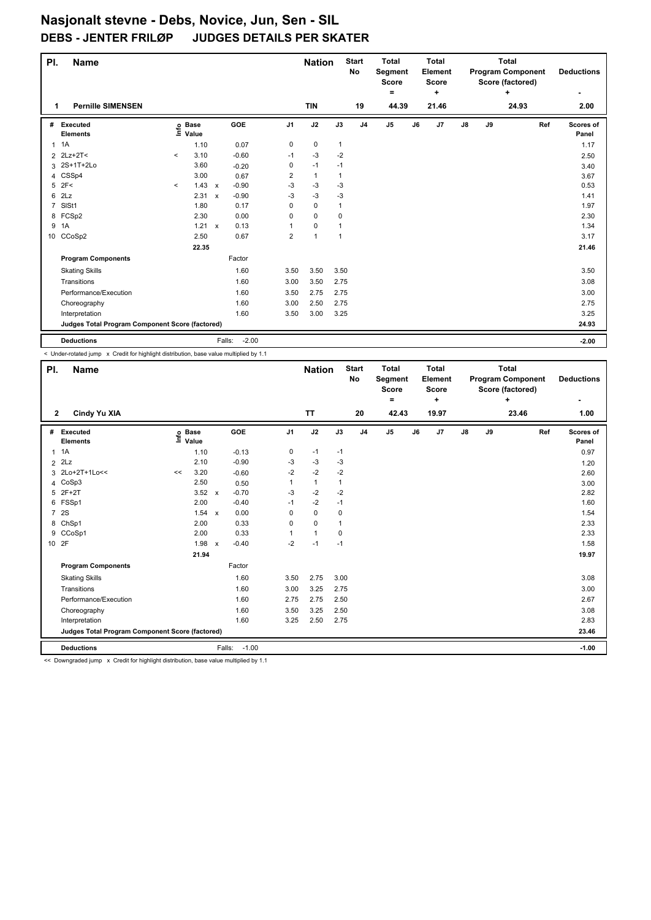# Nasjonalt stevne - Debs, Novice, Jun, Sen - SIL

## DEBS - JENTER FRILØP JUDGES DETAILS PER SKATER

| Pl. | Name | Nation | Start No | Total Segment Score = | Total Element Score + | Total Program Component Score (factored) + | Deductions - |
|---|---|---|---|---|---|---|---|
| 1 | Pernille SIMENSEN | TIN | 19 | 44.39 | 21.46 | 24.93 | 2.00 |

| # | Executed Elements | Info | Base Value | | GOE | J1 | J2 | J3 | J4 | J5 | J6 | J7 | J8 | J9 | Ref | Scores of Panel |
|---|---|---|---|---|---|---|---|---|---|---|---|---|---|---|---|---|
| 1 | 1A | | 1.10 | | 0.07 | 0 | 0 | 1 | | | | | | | | 1.17 |
| 2 | 2Lz+2T< | < | 3.10 | | -0.60 | -1 | -3 | -2 | | | | | | | | 2.50 |
| 3 | 2S+1T+2Lo | | 3.60 | | -0.20 | 0 | -1 | -1 | | | | | | | | 3.40 |
| 4 | CSSp4 | | 3.00 | | 0.67 | 2 | 1 | 1 | | | | | | | | 3.67 |
| 5 | 2F< | < | 1.43 | x | -0.90 | -3 | -3 | -3 | | | | | | | | 0.53 |
| 6 | 2Lz | | 2.31 | x | -0.90 | -3 | -3 | -3 | | | | | | | | 1.41 |
| 7 | SlSt1 | | 1.80 | | 0.17 | 0 | 0 | 1 | | | | | | | | 1.97 |
| 8 | FCSp2 | | 2.30 | | 0.00 | 0 | 0 | 0 | | | | | | | | 2.30 |
| 9 | 1A | | 1.21 | x | 0.13 | 1 | 0 | 1 | | | | | | | | 1.34 |
| 10 | CCoSp2 | | 2.50 | | 0.67 | 2 | 1 | 1 | | | | | | | | 3.17 |
| | | | 22.35 | | | | | | | | | | | | | 21.46 |
| | **Program Components** | | | | Factor | | | | | | | | | | | |
| | Skating Skills | | | | 1.60 | 3.50 | 3.50 | 3.50 | | | | | | | | 3.50 |
| | Transitions | | | | 1.60 | 3.00 | 3.50 | 2.75 | | | | | | | | 3.08 |
| | Performance/Execution | | | | 1.60 | 3.50 | 2.75 | 2.75 | | | | | | | | 3.00 |
| | Choreography | | | | 1.60 | 3.00 | 2.50 | 2.75 | | | | | | | | 2.75 |
| | Interpretation | | | | 1.60 | 3.50 | 3.00 | 3.25 | | | | | | | | 3.25 |
| | **Judges Total Program Component Score (factored)** | | | | | | | | | | | | | | | 24.93 |
| | **Deductions** | | | Falls: | -2.00 | | | | | | | | | | | -2.00 |

< Under-rotated jump x Credit for highlight distribution, base value multiplied by 1.1

| Pl. | Name | Nation | Start No | Total Segment Score = | Total Element Score + | Total Program Component Score (factored) + | Deductions - |
|---|---|---|---|---|---|---|---|
| 2 | Cindy Yu XIA | TT | 20 | 42.43 | 19.97 | 23.46 | 1.00 |

| # | Executed Elements | Info | Base Value | | GOE | J1 | J2 | J3 | J4 | J5 | J6 | J7 | J8 | J9 | Ref | Scores of Panel |
|---|---|---|---|---|---|---|---|---|---|---|---|---|---|---|---|---|
| 1 | 1A | | 1.10 | | -0.13 | 0 | -1 | -1 | | | | | | | | 0.97 |
| 2 | 2Lz | | 2.10 | | -0.90 | -3 | -3 | -3 | | | | | | | | 1.20 |
| 3 | 2Lo+2T+1Lo<< | << | 3.20 | | -0.60 | -2 | -2 | -2 | | | | | | | | 2.60 |
| 4 | CoSp3 | | 2.50 | | 0.50 | 1 | 1 | 1 | | | | | | | | 3.00 |
| 5 | 2F+2T | | 3.52 | x | -0.70 | -3 | -2 | -2 | | | | | | | | 2.82 |
| 6 | FSSp1 | | 2.00 | | -0.40 | -1 | -2 | -1 | | | | | | | | 1.60 |
| 7 | 2S | | 1.54 | x | 0.00 | 0 | 0 | 0 | | | | | | | | 1.54 |
| 8 | ChSp1 | | 2.00 | | 0.33 | 0 | 0 | 1 | | | | | | | | 2.33 |
| 9 | CCoSp1 | | 2.00 | | 0.33 | 1 | 1 | 0 | | | | | | | | 2.33 |
| 10 | 2F | | 1.98 | x | -0.40 | -2 | -1 | -1 | | | | | | | | 1.58 |
| | | | 21.94 | | | | | | | | | | | | | 19.97 |
| | **Program Components** | | | | Factor | | | | | | | | | | | |
| | Skating Skills | | | | 1.60 | 3.50 | 2.75 | 3.00 | | | | | | | | 3.08 |
| | Transitions | | | | 1.60 | 3.00 | 3.25 | 2.75 | | | | | | | | 3.00 |
| | Performance/Execution | | | | 1.60 | 2.75 | 2.75 | 2.50 | | | | | | | | 2.67 |
| | Choreography | | | | 1.60 | 3.50 | 3.25 | 2.50 | | | | | | | | 3.08 |
| | Interpretation | | | | 1.60 | 3.25 | 2.50 | 2.75 | | | | | | | | 2.83 |
| | **Judges Total Program Component Score (factored)** | | | | | | | | | | | | | | | 23.46 |
| | **Deductions** | | | Falls: | -1.00 | | | | | | | | | | | -1.00 |

<< Downgraded jump x Credit for highlight distribution, base value multiplied by 1.1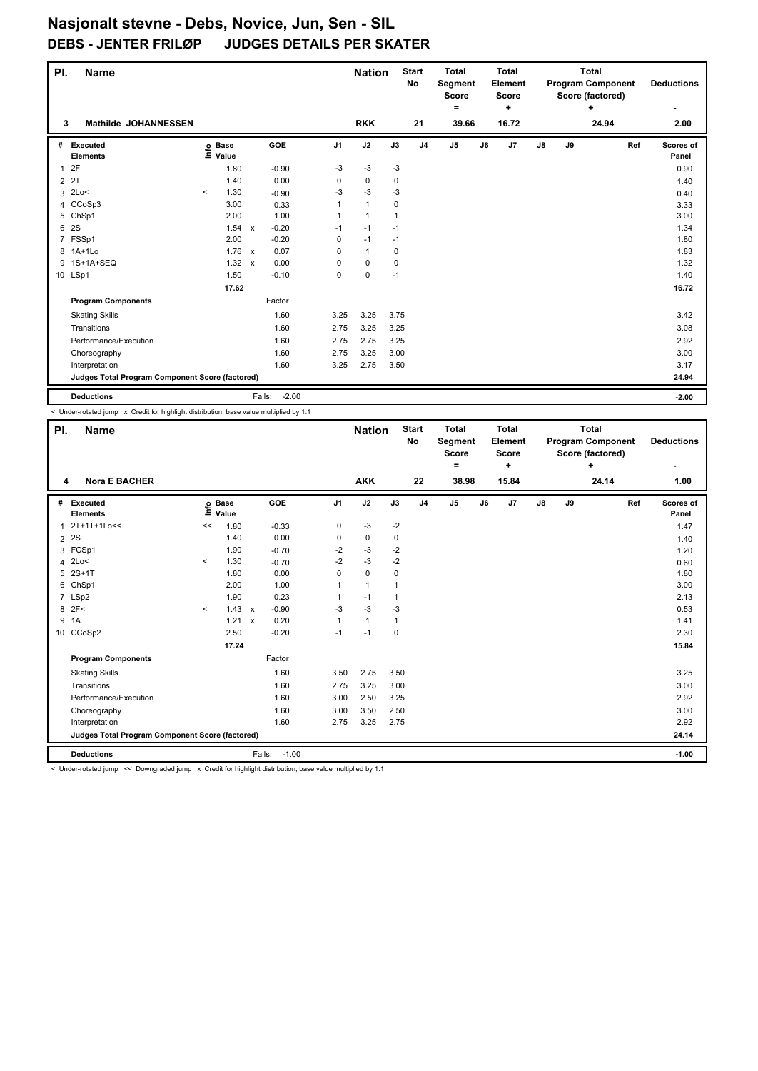# Nasjonalt stevne - Debs, Novice, Jun, Sen - SIL

## DEBS - JENTER FRILØP JUDGES DETAILS PER SKATER

| Pl. | Name | Nation | Start No | Total Segment Score = | Total Element Score + | Total Program Component Score (factored) + | Deductions - |
|---|---|---|---|---|---|---|---|
| 3 | Mathilde JOHANNESSEN | RKK | 21 | 39.66 | 16.72 | 24.94 | 2.00 |

| # | Executed Elements | Info | Base Value | | GOE | J1 | J2 | J3 | J4 | J5 | J6 | J7 | J8 | J9 | Ref | Scores of Panel |
|---|---|---|---|---|---|---|---|---|---|---|---|---|---|---|---|---|
| 1 | 2F | | 1.80 | | -0.90 | -3 | -3 | -3 | | | | | | | | 0.90 |
| 2 | 2T | | 1.40 | | 0.00 | 0 | 0 | 0 | | | | | | | | 1.40 |
| 3 | 2Lo< | < | 1.30 | | -0.90 | -3 | -3 | -3 | | | | | | | | 0.40 |
| 4 | CCoSp3 | | 3.00 | | 0.33 | 1 | 1 | 0 | | | | | | | | 3.33 |
| 5 | ChSp1 | | 2.00 | | 1.00 | 1 | 1 | 1 | | | | | | | | 3.00 |
| 6 | 2S | | 1.54 | x | -0.20 | -1 | -1 | -1 | | | | | | | | 1.34 |
| 7 | FSSp1 | | 2.00 | | -0.20 | 0 | -1 | -1 | | | | | | | | 1.80 |
| 8 | 1A+1Lo | | 1.76 | x | 0.07 | 0 | 1 | 0 | | | | | | | | 1.83 |
| 9 | 1S+1A+SEQ | | 1.32 | x | 0.00 | 0 | 0 | 0 | | | | | | | | 1.32 |
| 10 | LSp1 | | 1.50 | | -0.10 | 0 | 0 | -1 | | | | | | | | 1.40 |
| | | | 17.62 | | | | | | | | | | | | | 16.72 |

| Program Components | Factor | J1 | J2 | J3 | Scores of Panel |
|---|---|---|---|---|---|
| Skating Skills | 1.60 | 3.25 | 3.25 | 3.75 | 3.42 |
| Transitions | 1.60 | 2.75 | 3.25 | 3.25 | 3.08 |
| Performance/Execution | 1.60 | 2.75 | 2.75 | 3.25 | 2.92 |
| Choreography | 1.60 | 2.75 | 3.25 | 3.00 | 3.00 |
| Interpretation | 1.60 | 3.25 | 2.75 | 3.50 | 3.17 |
| Judges Total Program Component Score (factored) | | | | | 24.94 |

| Deductions | Falls: -2.00 | -2.00 |
|---|---|---|

< Under-rotated jump x Credit for highlight distribution, base value multiplied by 1.1

| Pl. | Name | Nation | Start No | Total Segment Score = | Total Element Score + | Total Program Component Score (factored) + | Deductions - |
|---|---|---|---|---|---|---|---|
| 4 | Nora E BACHER | AKK | 22 | 38.98 | 15.84 | 24.14 | 1.00 |

| # | Executed Elements | Info | Base Value | | GOE | J1 | J2 | J3 | J4 | J5 | J6 | J7 | J8 | J9 | Ref | Scores of Panel |
|---|---|---|---|---|---|---|---|---|---|---|---|---|---|---|---|---|
| 1 | 2T+1T+1Lo<< | << | 1.80 | | -0.33 | 0 | -3 | -2 | | | | | | | | 1.47 |
| 2 | 2S | | 1.40 | | 0.00 | 0 | 0 | 0 | | | | | | | | 1.40 |
| 3 | FCSp1 | | 1.90 | | -0.70 | -2 | -3 | -2 | | | | | | | | 1.20 |
| 4 | 2Lo< | < | 1.30 | | -0.70 | -2 | -3 | -2 | | | | | | | | 0.60 |
| 5 | 2S+1T | | 1.80 | | 0.00 | 0 | 0 | 0 | | | | | | | | 1.80 |
| 6 | ChSp1 | | 2.00 | | 1.00 | 1 | 1 | 1 | | | | | | | | 3.00 |
| 7 | LSp2 | | 1.90 | | 0.23 | 1 | -1 | 1 | | | | | | | | 2.13 |
| 8 | 2F< | < | 1.43 | x | -0.90 | -3 | -3 | -3 | | | | | | | | 0.53 |
| 9 | 1A | | 1.21 | x | 0.20 | 1 | 1 | 1 | | | | | | | | 1.41 |
| 10 | CCoSp2 | | 2.50 | | -0.20 | -1 | -1 | 0 | | | | | | | | 2.30 |
| | | | 17.24 | | | | | | | | | | | | | 15.84 |

| Program Components | Factor | J1 | J2 | J3 | Scores of Panel |
|---|---|---|---|---|---|
| Skating Skills | 1.60 | 3.50 | 2.75 | 3.50 | 3.25 |
| Transitions | 1.60 | 2.75 | 3.25 | 3.00 | 3.00 |
| Performance/Execution | 1.60 | 3.00 | 2.50 | 3.25 | 2.92 |
| Choreography | 1.60 | 3.00 | 3.50 | 2.50 | 3.00 |
| Interpretation | 1.60 | 2.75 | 3.25 | 2.75 | 2.92 |
| Judges Total Program Component Score (factored) | | | | | 24.14 |

| Deductions | Falls: -1.00 | -1.00 |
|---|---|---|

< Under-rotated jump << Downgraded jump x Credit for highlight distribution, base value multiplied by 1.1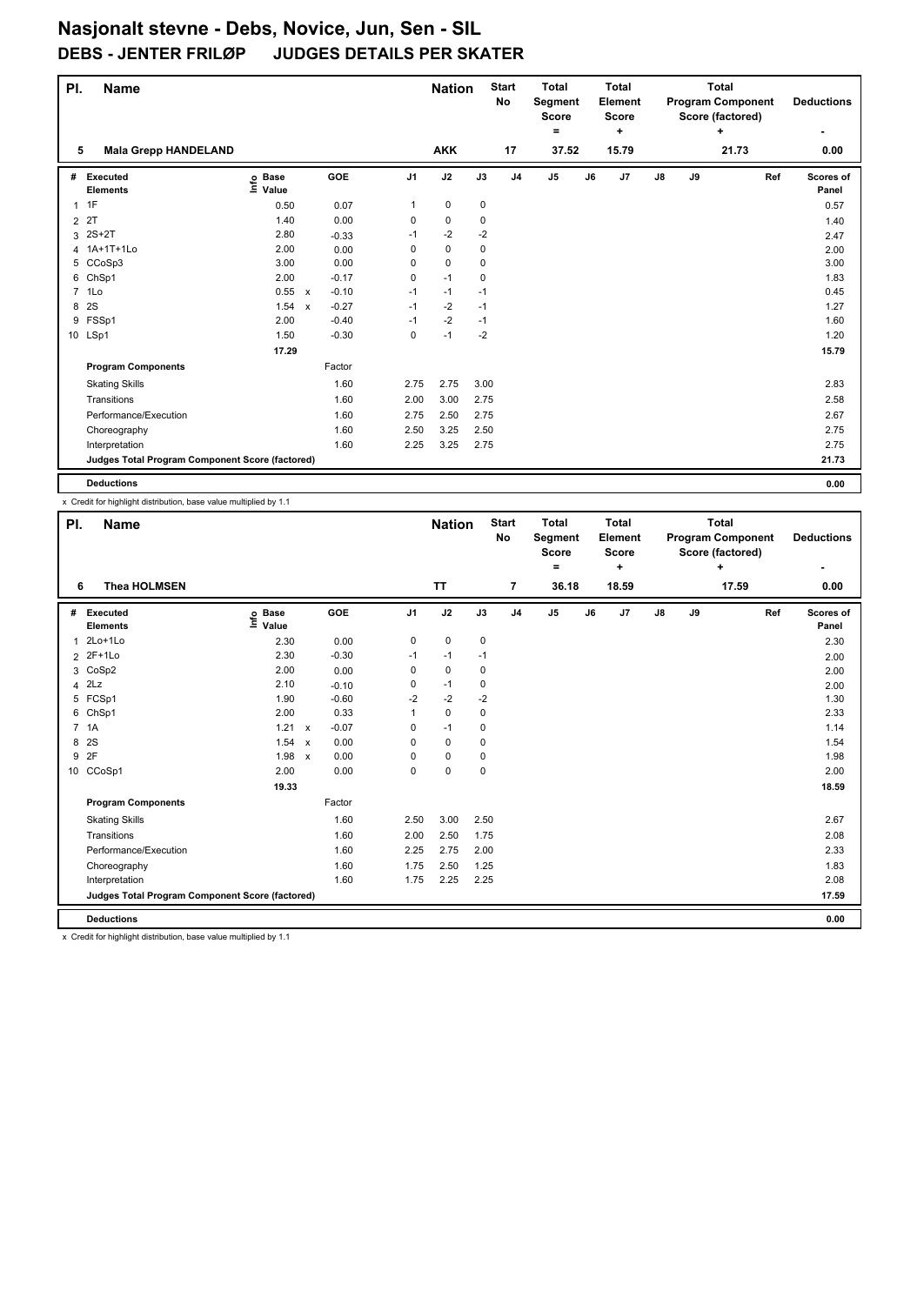# Nasjonalt stevne - Debs, Novice, Jun, Sen - SIL

## DEBS - JENTER FRILØP JUDGES DETAILS PER SKATER

| Pl. | Name | Nation | Start No | Total Segment Score = | Total Element Score + | Total Program Component Score (factored) + | Deductions - |
|---|---|---|---|---|---|---|---|
| 5 | Mala Grepp HANDELAND | AKK | 17 | 37.52 | 15.79 | 21.73 | 0.00 |

| # | Executed Elements | Info | Base Value | | GOE | J1 | J2 | J3 | J4 | J5 | J6 | J7 | J8 | J9 | Ref | Scores of Panel |
|---|---|---|---|---|---|---|---|---|---|---|---|---|---|---|---|---|
| 1 | 1F | | 0.50 | | 0.07 | 1 | 0 | 0 | | | | | | | | 0.57 |
| 2 | 2T | | 1.40 | | 0.00 | 0 | 0 | 0 | | | | | | | | 1.40 |
| 3 | 2S+2T | | 2.80 | | -0.33 | -1 | -2 | -2 | | | | | | | | 2.47 |
| 4 | 1A+1T+1Lo | | 2.00 | | 0.00 | 0 | 0 | 0 | | | | | | | | 2.00 |
| 5 | CCoSp3 | | 3.00 | | 0.00 | 0 | 0 | 0 | | | | | | | | 3.00 |
| 6 | ChSp1 | | 2.00 | | -0.17 | 0 | -1 | 0 | | | | | | | | 1.83 |
| 7 | 1Lo | | 0.55 | x | -0.10 | -1 | -1 | -1 | | | | | | | | 0.45 |
| 8 | 2S | | 1.54 | x | -0.27 | -1 | -2 | -1 | | | | | | | | 1.27 |
| 9 | FSSp1 | | 2.00 | | -0.40 | -1 | -2 | -1 | | | | | | | | 1.60 |
| 10 | LSp1 | | 1.50 | | -0.30 | 0 | -1 | -2 | | | | | | | | 1.20 |
| | | | 17.29 | | | | | | | | | | | | | 15.79 |

| Program Components | Factor | J1 | J2 | J3 | J4 | J5 | J6 | J7 | J8 | J9 | Ref | Scores of Panel |
|---|---|---|---|---|---|---|---|---|---|---|---|---|
| Skating Skills | 1.60 | 2.75 | 2.75 | 3.00 | | | | | | | | 2.83 |
| Transitions | 1.60 | 2.00 | 3.00 | 2.75 | | | | | | | | 2.58 |
| Performance/Execution | 1.60 | 2.75 | 2.50 | 2.75 | | | | | | | | 2.67 |
| Choreography | 1.60 | 2.50 | 3.25 | 2.50 | | | | | | | | 2.75 |
| Interpretation | 1.60 | 2.25 | 3.25 | 2.75 | | | | | | | | 2.75 |
| Judges Total Program Component Score (factored) | | | | | | | | | | | | 21.73 |

**Deductions** 0.00

x Credit for highlight distribution, base value multiplied by 1.1

| Pl. | Name | Nation | Start No | Total Segment Score = | Total Element Score + | Total Program Component Score (factored) + | Deductions - |
|---|---|---|---|---|---|---|---|
| 6 | Thea HOLMSEN | TT | 7 | 36.18 | 18.59 | 17.59 | 0.00 |

| # | Executed Elements | Info | Base Value | | GOE | J1 | J2 | J3 | J4 | J5 | J6 | J7 | J8 | J9 | Ref | Scores of Panel |
|---|---|---|---|---|---|---|---|---|---|---|---|---|---|---|---|---|
| 1 | 2Lo+1Lo | | 2.30 | | 0.00 | 0 | 0 | 0 | | | | | | | | 2.30 |
| 2 | 2F+1Lo | | 2.30 | | -0.30 | -1 | -1 | -1 | | | | | | | | 2.00 |
| 3 | CoSp2 | | 2.00 | | 0.00 | 0 | 0 | 0 | | | | | | | | 2.00 |
| 4 | 2Lz | | 2.10 | | -0.10 | 0 | -1 | 0 | | | | | | | | 2.00 |
| 5 | FCSp1 | | 1.90 | | -0.60 | -2 | -2 | -2 | | | | | | | | 1.30 |
| 6 | ChSp1 | | 2.00 | | 0.33 | 1 | 0 | 0 | | | | | | | | 2.33 |
| 7 | 1A | | 1.21 | x | -0.07 | 0 | -1 | 0 | | | | | | | | 1.14 |
| 8 | 2S | | 1.54 | x | 0.00 | 0 | 0 | 0 | | | | | | | | 1.54 |
| 9 | 2F | | 1.98 | x | 0.00 | 0 | 0 | 0 | | | | | | | | 1.98 |
| 10 | CCoSp1 | | 2.00 | | 0.00 | 0 | 0 | 0 | | | | | | | | 2.00 |
| | | | 19.33 | | | | | | | | | | | | | 18.59 |

| Program Components | Factor | J1 | J2 | J3 | J4 | J5 | J6 | J7 | J8 | J9 | Ref | Scores of Panel |
|---|---|---|---|---|---|---|---|---|---|---|---|---|
| Skating Skills | 1.60 | 2.50 | 3.00 | 2.50 | | | | | | | | 2.67 |
| Transitions | 1.60 | 2.00 | 2.50 | 1.75 | | | | | | | | 2.08 |
| Performance/Execution | 1.60 | 2.25 | 2.75 | 2.00 | | | | | | | | 2.33 |
| Choreography | 1.60 | 1.75 | 2.50 | 1.25 | | | | | | | | 1.83 |
| Interpretation | 1.60 | 1.75 | 2.25 | 2.25 | | | | | | | | 2.08 |
| Judges Total Program Component Score (factored) | | | | | | | | | | | | 17.59 |

**Deductions** 0.00

x Credit for highlight distribution, base value multiplied by 1.1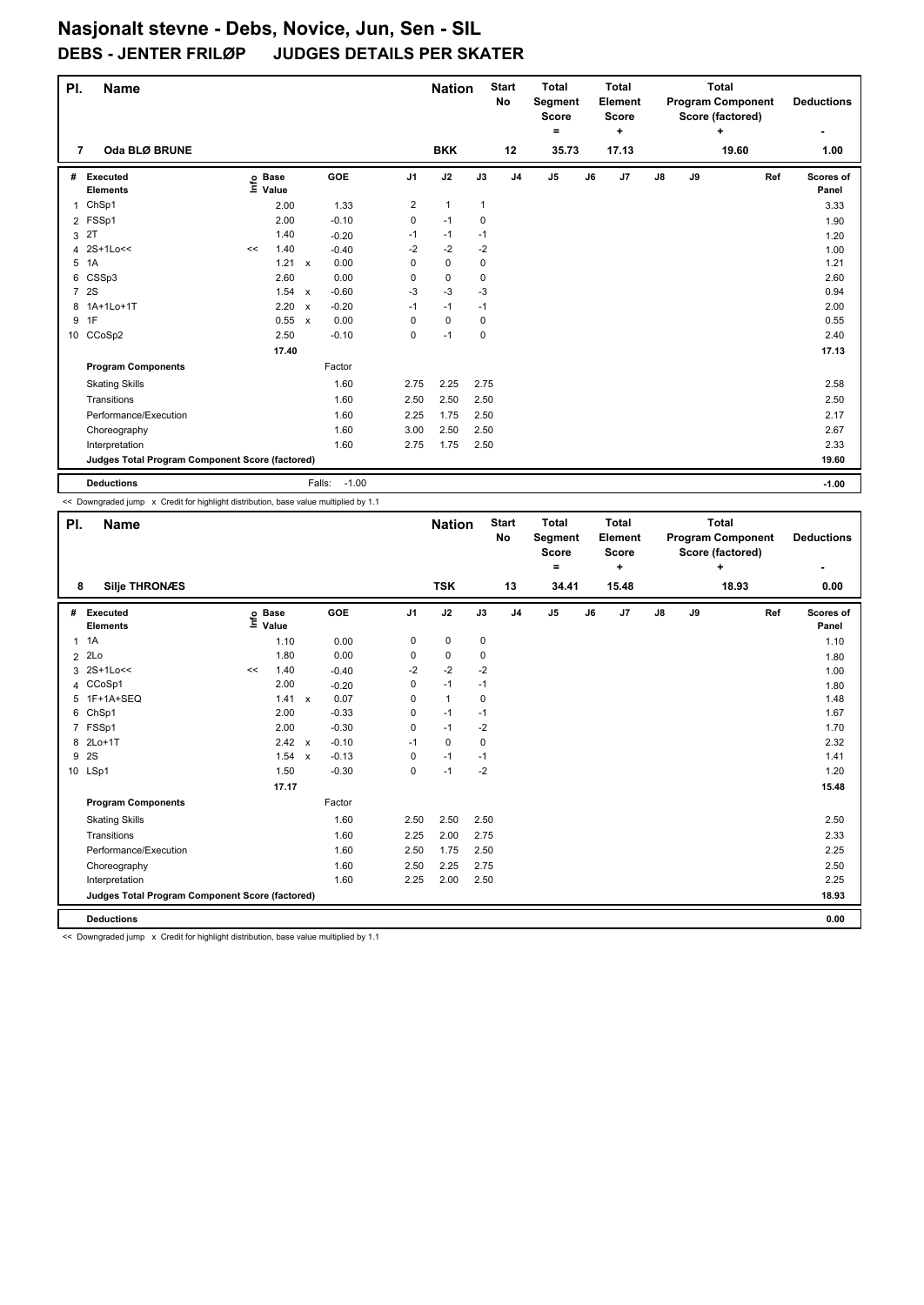# Nasjonalt stevne - Debs, Novice, Jun, Sen - SIL

## DEBS - JENTER FRILØP JUDGES DETAILS PER SKATER

| Pl. | Name | Nation | Start No | Total Segment Score = | Total Element Score + | Total Program Component Score (factored) + | Deductions - |
|---|---|---|---|---|---|---|---|
| 7 | Oda BLØ BRUNE | BKK | 12 | 35.73 | 17.13 | 19.60 | 1.00 |

| # | Executed Elements | Info | Base Value | | GOE | J1 | J2 | J3 | J4 | J5 | J6 | J7 | J8 | J9 | Ref | Scores of Panel |
|---|---|---|---|---|---|---|---|---|---|---|---|---|---|---|---|---|
| 1 | ChSp1 | | 2.00 | | 1.33 | 2 | 1 | 1 | | | | | | | | 3.33 |
| 2 | FSSp1 | | 2.00 | | -0.10 | 0 | -1 | 0 | | | | | | | | 1.90 |
| 3 | 2T | | 1.40 | | -0.20 | -1 | -1 | -1 | | | | | | | | 1.20 |
| 4 | 2S+1Lo<< | << | 1.40 | | -0.40 | -2 | -2 | -2 | | | | | | | | 1.00 |
| 5 | 1A | | 1.21 | x | 0.00 | 0 | 0 | 0 | | | | | | | | 1.21 |
| 6 | CSSp3 | | 2.60 | | 0.00 | 0 | 0 | 0 | | | | | | | | 2.60 |
| 7 | 2S | | 1.54 | x | -0.60 | -3 | -3 | -3 | | | | | | | | 0.94 |
| 8 | 1A+1Lo+1T | | 2.20 | x | -0.20 | -1 | -1 | -1 | | | | | | | | 2.00 |
| 9 | 1F | | 0.55 | x | 0.00 | 0 | 0 | 0 | | | | | | | | 0.55 |
| 10 | CCoSp2 | | 2.50 | | -0.10 | 0 | -1 | 0 | | | | | | | | 2.40 |
| | | | 17.40 | | | | | | | | | | | | | 17.13 |
| | **Program Components** | | | | Factor | | | | | | | | | | | |
| | Skating Skills | | | | 1.60 | 2.75 | 2.25 | 2.75 | | | | | | | | 2.58 |
| | Transitions | | | | 1.60 | 2.50 | 2.50 | 2.50 | | | | | | | | 2.50 |
| | Performance/Execution | | | | 1.60 | 2.25 | 1.75 | 2.50 | | | | | | | | 2.17 |
| | Choreography | | | | 1.60 | 3.00 | 2.50 | 2.50 | | | | | | | | 2.67 |
| | Interpretation | | | | 1.60 | 2.75 | 1.75 | 2.50 | | | | | | | | 2.33 |
| | **Judges Total Program Component Score (factored)** | | | | | | | | | | | | | | | 19.60 |
| | **Deductions** | | | | Falls: -1.00 | | | | | | | | | | | -1.00 |

<< Downgraded jump x Credit for highlight distribution, base value multiplied by 1.1

| Pl. | Name | Nation | Start No | Total Segment Score = | Total Element Score + | Total Program Component Score (factored) + | Deductions - |
|---|---|---|---|---|---|---|---|
| 8 | Silje THRONÆS | TSK | 13 | 34.41 | 15.48 | 18.93 | 0.00 |

| # | Executed Elements | Info | Base Value | | GOE | J1 | J2 | J3 | J4 | J5 | J6 | J7 | J8 | J9 | Ref | Scores of Panel |
|---|---|---|---|---|---|---|---|---|---|---|---|---|---|---|---|---|
| 1 | 1A | | 1.10 | | 0.00 | 0 | 0 | 0 | | | | | | | | 1.10 |
| 2 | 2Lo | | 1.80 | | 0.00 | 0 | 0 | 0 | | | | | | | | 1.80 |
| 3 | 2S+1Lo<< | << | 1.40 | | -0.40 | -2 | -2 | -2 | | | | | | | | 1.00 |
| 4 | CCoSp1 | | 2.00 | | -0.20 | 0 | -1 | -1 | | | | | | | | 1.80 |
| 5 | 1F+1A+SEQ | | 1.41 | x | 0.07 | 0 | 1 | 0 | | | | | | | | 1.48 |
| 6 | ChSp1 | | 2.00 | | -0.33 | 0 | -1 | -1 | | | | | | | | 1.67 |
| 7 | FSSp1 | | 2.00 | | -0.30 | 0 | -1 | -2 | | | | | | | | 1.70 |
| 8 | 2Lo+1T | | 2.42 | x | -0.10 | -1 | 0 | 0 | | | | | | | | 2.32 |
| 9 | 2S | | 1.54 | x | -0.13 | 0 | -1 | -1 | | | | | | | | 1.41 |
| 10 | LSp1 | | 1.50 | | -0.30 | 0 | -1 | -2 | | | | | | | | 1.20 |
| | | | 17.17 | | | | | | | | | | | | | 15.48 |
| | **Program Components** | | | | Factor | | | | | | | | | | | |
| | Skating Skills | | | | 1.60 | 2.50 | 2.50 | 2.50 | | | | | | | | 2.50 |
| | Transitions | | | | 1.60 | 2.25 | 2.00 | 2.75 | | | | | | | | 2.33 |
| | Performance/Execution | | | | 1.60 | 2.50 | 1.75 | 2.50 | | | | | | | | 2.25 |
| | Choreography | | | | 1.60 | 2.50 | 2.25 | 2.75 | | | | | | | | 2.50 |
| | Interpretation | | | | 1.60 | 2.25 | 2.00 | 2.50 | | | | | | | | 2.25 |
| | **Judges Total Program Component Score (factored)** | | | | | | | | | | | | | | | 18.93 |
| | **Deductions** | | | | | | | | | | | | | | | 0.00 |

<< Downgraded jump x Credit for highlight distribution, base value multiplied by 1.1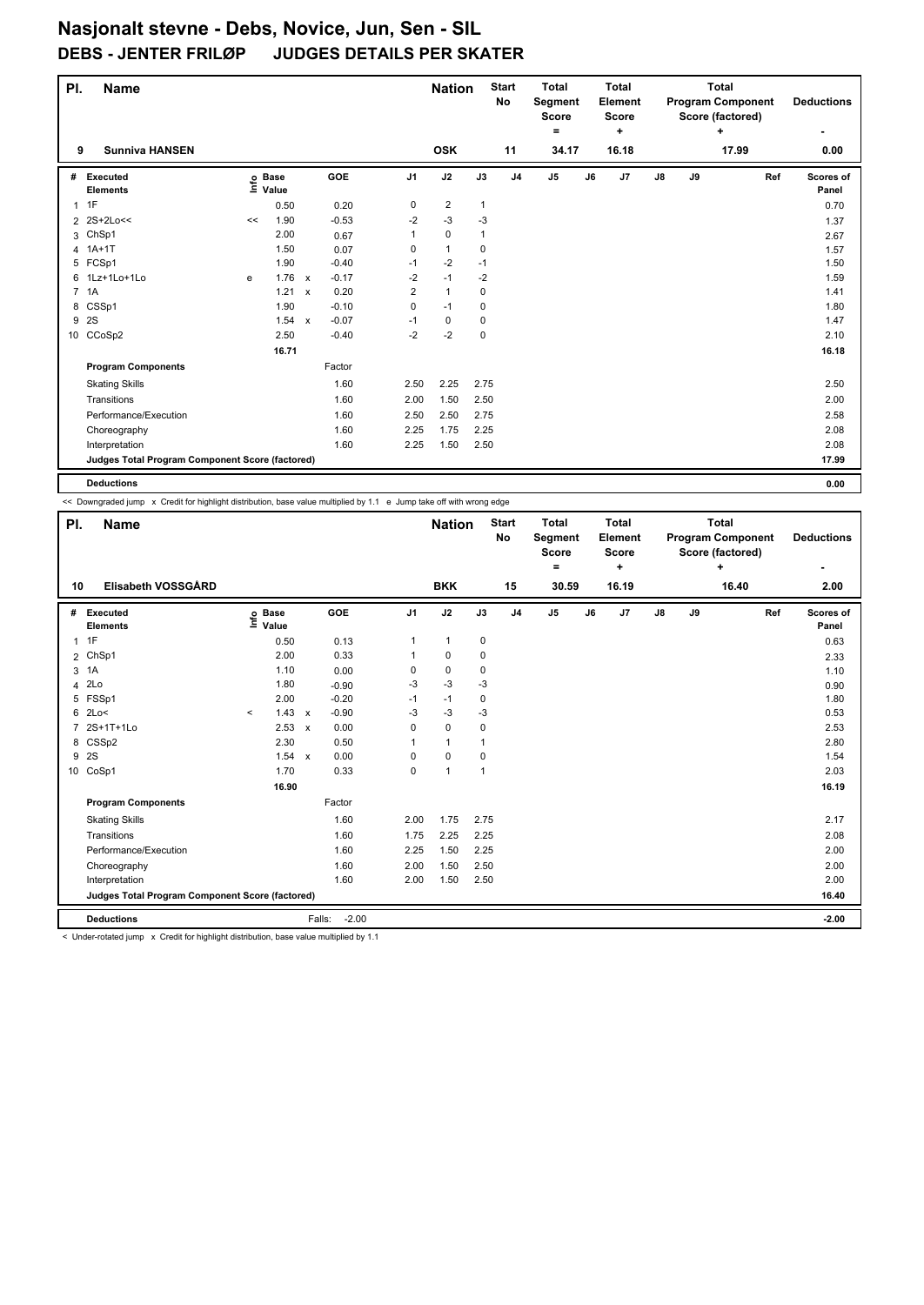# Nasjonalt stevne - Debs, Novice, Jun, Sen - SIL

## DEBS - JENTER FRILØP JUDGES DETAILS PER SKATER

| Pl. | Name | Nation | Start No | Total Segment Score = | Total Element Score + | Total Program Component Score (factored) + | Deductions - |
|---|---|---|---|---|---|---|---|
| 9 | Sunniva HANSEN | OSK | 11 | 34.17 | 16.18 | 17.99 | 0.00 |

| # | Executed Elements | Info | Base Value | | GOE | J1 | J2 | J3 | J4 | J5 | J6 | J7 | J8 | J9 | Ref | Scores of Panel |
|---|---|---|---|---|---|---|---|---|---|---|---|---|---|---|---|---|
| 1 | 1F | | 0.50 | | 0.20 | 0 | 2 | 1 | | | | | | | | 0.70 |
| 2 | 2S+2Lo<< | << | 1.90 | | -0.53 | -2 | -3 | -3 | | | | | | | | 1.37 |
| 3 | ChSp1 | | 2.00 | | 0.67 | 1 | 0 | 1 | | | | | | | | 2.67 |
| 4 | 1A+1T | | 1.50 | | 0.07 | 0 | 1 | 0 | | | | | | | | 1.57 |
| 5 | FCSp1 | | 1.90 | | -0.40 | -1 | -2 | -1 | | | | | | | | 1.50 |
| 6 | 1Lz+1Lo+1Lo | e | 1.76 | x | -0.17 | -2 | -1 | -2 | | | | | | | | 1.59 |
| 7 | 1A | | 1.21 | x | 0.20 | 2 | 1 | 0 | | | | | | | | 1.41 |
| 8 | CSSp1 | | 1.90 | | -0.10 | 0 | -1 | 0 | | | | | | | | 1.80 |
| 9 | 2S | | 1.54 | x | -0.07 | -1 | 0 | 0 | | | | | | | | 1.47 |
| 10 | CCoSp2 | | 2.50 | | -0.40 | -2 | -2 | 0 | | | | | | | | 2.10 |
| | | | 16.71 | | | | | | | | | | | | | 16.18 |
| | **Program Components** | | | | Factor | | | | | | | | | | | |
| | Skating Skills | | | | 1.60 | 2.50 | 2.25 | 2.75 | | | | | | | | 2.50 |
| | Transitions | | | | 1.60 | 2.00 | 1.50 | 2.50 | | | | | | | | 2.00 |
| | Performance/Execution | | | | 1.60 | 2.50 | 2.50 | 2.75 | | | | | | | | 2.58 |
| | Choreography | | | | 1.60 | 2.25 | 1.75 | 2.25 | | | | | | | | 2.08 |
| | Interpretation | | | | 1.60 | 2.25 | 1.50 | 2.50 | | | | | | | | 2.08 |
| | **Judges Total Program Component Score (factored)** | | | | | | | | | | | | | | | 17.99 |
| | **Deductions** | | | | | | | | | | | | | | | 0.00 |

<< Downgraded jump x Credit for highlight distribution, base value multiplied by 1.1 e Jump take off with wrong edge

| Pl. | Name | Nation | Start No | Total Segment Score = | Total Element Score + | Total Program Component Score (factored) + | Deductions - |
|---|---|---|---|---|---|---|---|
| 10 | Elisabeth VOSSGÅRD | BKK | 15 | 30.59 | 16.19 | 16.40 | 2.00 |

| # | Executed Elements | Info | Base Value | | GOE | J1 | J2 | J3 | J4 | J5 | J6 | J7 | J8 | J9 | Ref | Scores of Panel |
|---|---|---|---|---|---|---|---|---|---|---|---|---|---|---|---|---|
| 1 | 1F | | 0.50 | | 0.13 | 1 | 1 | 0 | | | | | | | | 0.63 |
| 2 | ChSp1 | | 2.00 | | 0.33 | 1 | 0 | 0 | | | | | | | | 2.33 |
| 3 | 1A | | 1.10 | | 0.00 | 0 | 0 | 0 | | | | | | | | 1.10 |
| 4 | 2Lo | | 1.80 | | -0.90 | -3 | -3 | -3 | | | | | | | | 0.90 |
| 5 | FSSp1 | | 2.00 | | -0.20 | -1 | -1 | 0 | | | | | | | | 1.80 |
| 6 | 2Lo< | < | 1.43 | x | -0.90 | -3 | -3 | -3 | | | | | | | | 0.53 |
| 7 | 2S+1T+1Lo | | 2.53 | x | 0.00 | 0 | 0 | 0 | | | | | | | | 2.53 |
| 8 | CSSp2 | | 2.30 | | 0.50 | 1 | 1 | 1 | | | | | | | | 2.80 |
| 9 | 2S | | 1.54 | x | 0.00 | 0 | 0 | 0 | | | | | | | | 1.54 |
| 10 | CoSp1 | | 1.70 | | 0.33 | 0 | 1 | 1 | | | | | | | | 2.03 |
| | | | 16.90 | | | | | | | | | | | | | 16.19 |
| | **Program Components** | | | | Factor | | | | | | | | | | | |
| | Skating Skills | | | | 1.60 | 2.00 | 1.75 | 2.75 | | | | | | | | 2.17 |
| | Transitions | | | | 1.60 | 1.75 | 2.25 | 2.25 | | | | | | | | 2.08 |
| | Performance/Execution | | | | 1.60 | 2.25 | 1.50 | 2.25 | | | | | | | | 2.00 |
| | Choreography | | | | 1.60 | 2.00 | 1.50 | 2.50 | | | | | | | | 2.00 |
| | Interpretation | | | | 1.60 | 2.00 | 1.50 | 2.50 | | | | | | | | 2.00 |
| | **Judges Total Program Component Score (factored)** | | | | | | | | | | | | | | | 16.40 |
| | **Deductions** | | | Falls: | -2.00 | | | | | | | | | | | -2.00 |

< Under-rotated jump x Credit for highlight distribution, base value multiplied by 1.1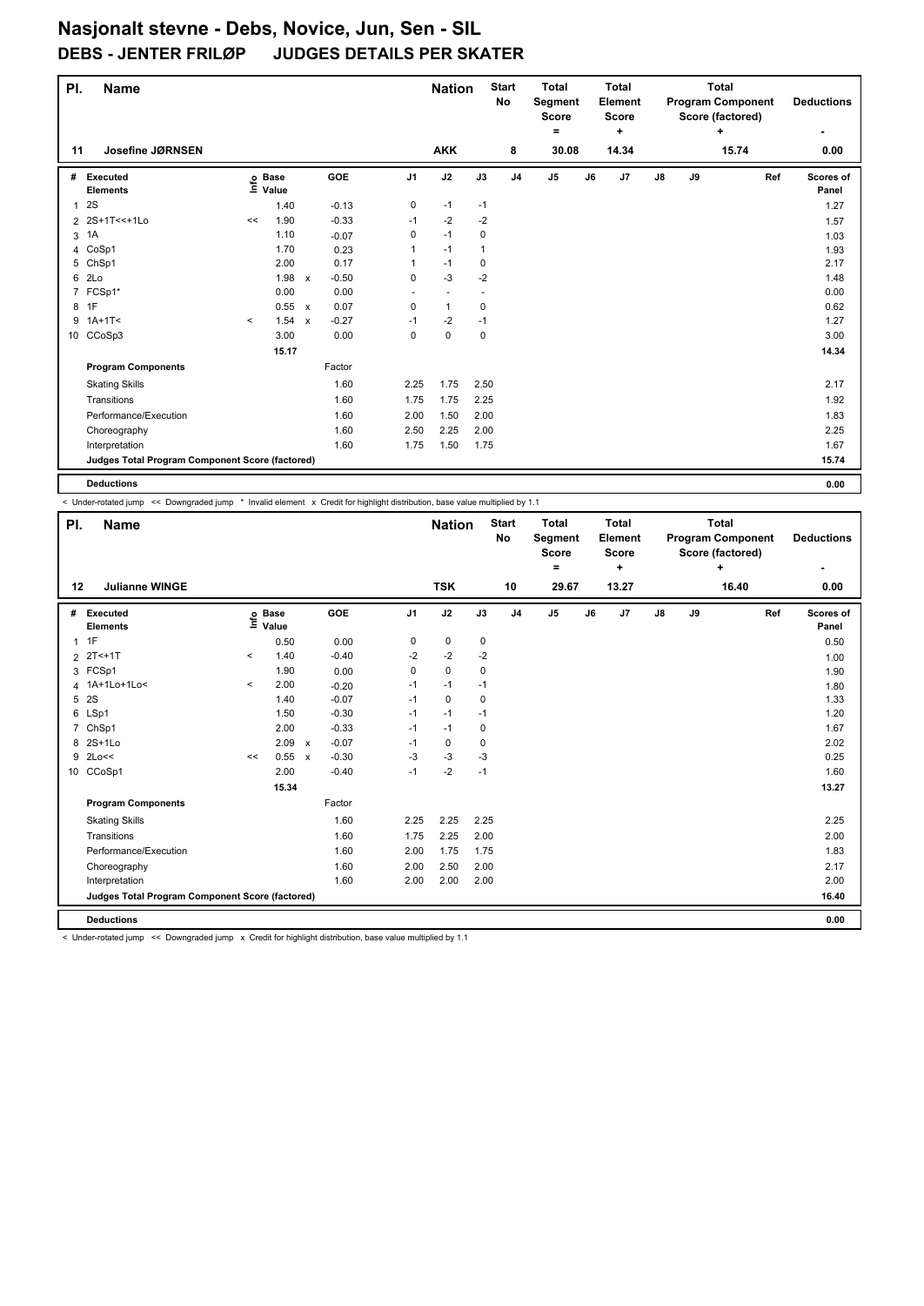# Nasjonalt stevne - Debs, Novice, Jun, Sen - SIL

## DEBS - JENTER FRILØP JUDGES DETAILS PER SKATER

| Pl. | Name | Nation | Start No | Total Segment Score = | Total Element Score + | Total Program Component Score (factored) + | Deductions - |
|---|---|---|---|---|---|---|---|
| 11 | Josefine JØRNSEN | AKK | 8 | 30.08 | 14.34 | 15.74 | 0.00 |

| # | Executed Elements | Info | Base Value | | GOE | J1 | J2 | J3 | J4 | J5 | J6 | J7 | J8 | J9 | Ref | Scores of Panel |
|---|---|---|---|---|---|---|---|---|---|---|---|---|---|---|---|---|
| 1 | 2S | | 1.40 | | -0.13 | 0 | -1 | -1 | | | | | | | | 1.27 |
| 2 | 2S+1T<<+1Lo | << | 1.90 | | -0.33 | -1 | -2 | -2 | | | | | | | | 1.57 |
| 3 | 1A | | 1.10 | | -0.07 | 0 | -1 | 0 | | | | | | | | 1.03 |
| 4 | CoSp1 | | 1.70 | | 0.23 | 1 | -1 | 1 | | | | | | | | 1.93 |
| 5 | ChSp1 | | 2.00 | | 0.17 | 1 | -1 | 0 | | | | | | | | 2.17 |
| 6 | 2Lo | | 1.98 | x | -0.50 | 0 | -3 | -2 | | | | | | | | 1.48 |
| 7 | FCSp1* | | 0.00 | | 0.00 | - | - | - | | | | | | | | 0.00 |
| 8 | 1F | | 0.55 | x | 0.07 | 0 | 1 | 0 | | | | | | | | 0.62 |
| 9 | 1A+1T< | < | 1.54 | x | -0.27 | -1 | -2 | -1 | | | | | | | | 1.27 |
| 10 | CCoSp3 | | 3.00 | | 0.00 | 0 | 0 | 0 | | | | | | | | 3.00 |
| | | | 15.17 | | | | | | | | | | | | | 14.34 |

| Program Components | Factor | J1 | J2 | J3 | J4 | J5 | J6 | J7 | J8 | J9 | Ref | Scores of Panel |
|---|---|---|---|---|---|---|---|---|---|---|---|---|
| Skating Skills | 1.60 | 2.25 | 1.75 | 2.50 | | | | | | | | 2.17 |
| Transitions | 1.60 | 1.75 | 1.75 | 2.25 | | | | | | | | 1.92 |
| Performance/Execution | 1.60 | 2.00 | 1.50 | 2.00 | | | | | | | | 1.83 |
| Choreography | 1.60 | 2.50 | 2.25 | 2.00 | | | | | | | | 2.25 |
| Interpretation | 1.60 | 1.75 | 1.50 | 1.75 | | | | | | | | 1.67 |
| Judges Total Program Component Score (factored) | | | | | | | | | | | | 15.74 |

| Deductions | 0.00 |
|---|---|

< Under-rotated jump << Downgraded jump * Invalid element x Credit for highlight distribution, base value multiplied by 1.1

| Pl. | Name | Nation | Start No | Total Segment Score = | Total Element Score + | Total Program Component Score (factored) + | Deductions - |
|---|---|---|---|---|---|---|---|
| 12 | Julianne WINGE | TSK | 10 | 29.67 | 13.27 | 16.40 | 0.00 |

| # | Executed Elements | Info | Base Value | | GOE | J1 | J2 | J3 | J4 | J5 | J6 | J7 | J8 | J9 | Ref | Scores of Panel |
|---|---|---|---|---|---|---|---|---|---|---|---|---|---|---|---|---|
| 1 | 1F | | 0.50 | | 0.00 | 0 | 0 | 0 | | | | | | | | 0.50 |
| 2 | 2T<+1T | < | 1.40 | | -0.40 | -2 | -2 | -2 | | | | | | | | 1.00 |
| 3 | FCSp1 | | 1.90 | | 0.00 | 0 | 0 | 0 | | | | | | | | 1.90 |
| 4 | 1A+1Lo+1Lo< | < | 2.00 | | -0.20 | -1 | -1 | -1 | | | | | | | | 1.80 |
| 5 | 2S | | 1.40 | | -0.07 | -1 | 0 | 0 | | | | | | | | 1.33 |
| 6 | LSp1 | | 1.50 | | -0.30 | -1 | -1 | -1 | | | | | | | | 1.20 |
| 7 | ChSp1 | | 2.00 | | -0.33 | -1 | -1 | 0 | | | | | | | | 1.67 |
| 8 | 2S+1Lo | | 2.09 | x | -0.07 | -1 | 0 | 0 | | | | | | | | 2.02 |
| 9 | 2Lo<< | << | 0.55 | x | -0.30 | -3 | -3 | -3 | | | | | | | | 0.25 |
| 10 | CCoSp1 | | 2.00 | | -0.40 | -1 | -2 | -1 | | | | | | | | 1.60 |
| | | | 15.34 | | | | | | | | | | | | | 13.27 |

| Program Components | Factor | J1 | J2 | J3 | J4 | J5 | J6 | J7 | J8 | J9 | Ref | Scores of Panel |
|---|---|---|---|---|---|---|---|---|---|---|---|---|
| Skating Skills | 1.60 | 2.25 | 2.25 | 2.25 | | | | | | | | 2.25 |
| Transitions | 1.60 | 1.75 | 2.25 | 2.00 | | | | | | | | 2.00 |
| Performance/Execution | 1.60 | 2.00 | 1.75 | 1.75 | | | | | | | | 1.83 |
| Choreography | 1.60 | 2.00 | 2.50 | 2.00 | | | | | | | | 2.17 |
| Interpretation | 1.60 | 2.00 | 2.00 | 2.00 | | | | | | | | 2.00 |
| Judges Total Program Component Score (factored) | | | | | | | | | | | | 16.40 |

| Deductions | 0.00 |
|---|---|

< Under-rotated jump << Downgraded jump x Credit for highlight distribution, base value multiplied by 1.1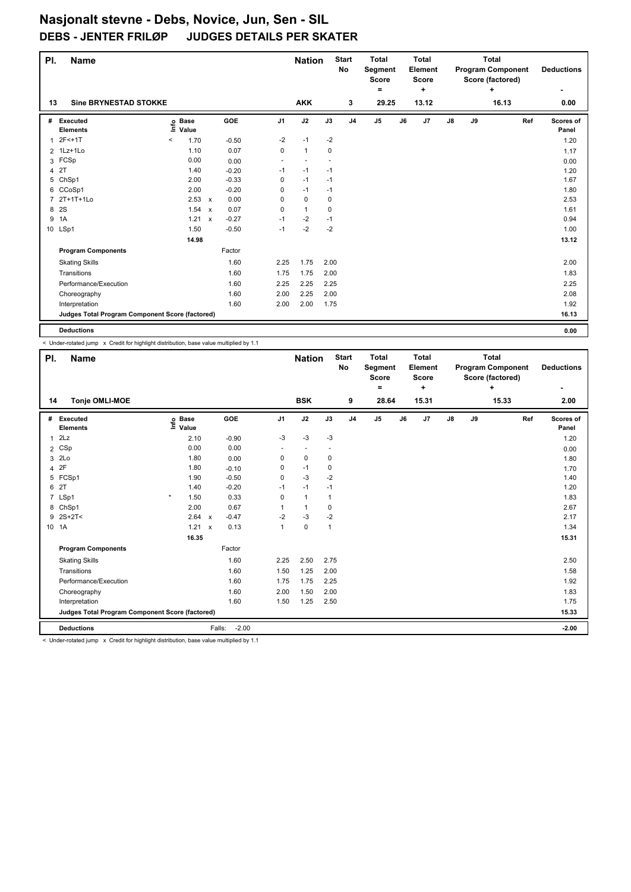# Nasjonalt stevne - Debs, Novice, Jun, Sen - SIL

## DEBS - JENTER FRILØP JUDGES DETAILS PER SKATER

| Pl. | Name | Nation | Start No | Total Segment Score = | Total Element Score + | Total Program Component Score (factored) + | Deductions - |
|---|---|---|---|---|---|---|---|
| 13 | Sine BRYNESTAD STOKKE | AKK | 3 | 29.25 | 13.12 | 16.13 | 0.00 |

| # | Executed Elements | Info | Base Value | | GOE | J1 | J2 | J3 | J4 | J5 | J6 | J7 | J8 | J9 | Ref | Scores of Panel |
|---|---|---|---|---|---|---|---|---|---|---|---|---|---|---|---|---|
| 1 | 2F<+1T | < | 1.70 | | -0.50 | -2 | -1 | -2 | | | | | | | | 1.20 |
| 2 | 1Lz+1Lo | | 1.10 | | 0.07 | 0 | 1 | 0 | | | | | | | | 1.17 |
| 3 | FCSp | | 0.00 | | 0.00 | - | - | - | | | | | | | | 0.00 |
| 4 | 2T | | 1.40 | | -0.20 | -1 | -1 | -1 | | | | | | | | 1.20 |
| 5 | ChSp1 | | 2.00 | | -0.33 | 0 | -1 | -1 | | | | | | | | 1.67 |
| 6 | CCoSp1 | | 2.00 | | -0.20 | 0 | -1 | -1 | | | | | | | | 1.80 |
| 7 | 2T+1T+1Lo | | 2.53 | x | 0.00 | 0 | 0 | 0 | | | | | | | | 2.53 |
| 8 | 2S | | 1.54 | x | 0.07 | 0 | 1 | 0 | | | | | | | | 1.61 |
| 9 | 1A | | 1.21 | x | -0.27 | -1 | -2 | -1 | | | | | | | | 0.94 |
| 10 | LSp1 | | 1.50 | | -0.50 | -1 | -2 | -2 | | | | | | | | 1.00 |
| | | | 14.98 | | | | | | | | | | | | | 13.12 |
| | **Program Components** | | | | Factor | | | | | | | | | | | |
| | Skating Skills | | | | 1.60 | 2.25 | 1.75 | 2.00 | | | | | | | | 2.00 |
| | Transitions | | | | 1.60 | 1.75 | 1.75 | 2.00 | | | | | | | | 1.83 |
| | Performance/Execution | | | | 1.60 | 2.25 | 2.25 | 2.25 | | | | | | | | 2.25 |
| | Choreography | | | | 1.60 | 2.00 | 2.25 | 2.00 | | | | | | | | 2.08 |
| | Interpretation | | | | 1.60 | 2.00 | 2.00 | 1.75 | | | | | | | | 1.92 |
| | **Judges Total Program Component Score (factored)** | | | | | | | | | | | | | | | 16.13 |
| | **Deductions** | | | | | | | | | | | | | | | 0.00 |

< Under-rotated jump x Credit for highlight distribution, base value multiplied by 1.1

| Pl. | Name | Nation | Start No | Total Segment Score = | Total Element Score + | Total Program Component Score (factored) + | Deductions - |
|---|---|---|---|---|---|---|---|
| 14 | Tonje OMLI-MOE | BSK | 9 | 28.64 | 15.31 | 15.33 | 2.00 |

| # | Executed Elements | Info | Base Value | | GOE | J1 | J2 | J3 | J4 | J5 | J6 | J7 | J8 | J9 | Ref | Scores of Panel |
|---|---|---|---|---|---|---|---|---|---|---|---|---|---|---|---|---|
| 1 | 2Lz | | 2.10 | | -0.90 | -3 | -3 | -3 | | | | | | | | 1.20 |
| 2 | CSp | | 0.00 | | 0.00 | - | - | - | | | | | | | | 0.00 |
| 3 | 2Lo | | 1.80 | | 0.00 | 0 | 0 | 0 | | | | | | | | 1.80 |
| 4 | 2F | | 1.80 | | -0.10 | 0 | -1 | 0 | | | | | | | | 1.70 |
| 5 | FCSp1 | | 1.90 | | -0.50 | 0 | -3 | -2 | | | | | | | | 1.40 |
| 6 | 2T | | 1.40 | | -0.20 | -1 | -1 | -1 | | | | | | | | 1.20 |
| 7 | LSp1 | * | 1.50 | | 0.33 | 0 | 1 | 1 | | | | | | | | 1.83 |
| 8 | ChSp1 | | 2.00 | | 0.67 | 1 | 1 | 0 | | | | | | | | 2.67 |
| 9 | 2S+2T< | | 2.64 | x | -0.47 | -2 | -3 | -2 | | | | | | | | 2.17 |
| 10 | 1A | | 1.21 | x | 0.13 | 1 | 0 | 1 | | | | | | | | 1.34 |
| | | | 16.35 | | | | | | | | | | | | | 15.31 |
| | **Program Components** | | | | Factor | | | | | | | | | | | |
| | Skating Skills | | | | 1.60 | 2.25 | 2.50 | 2.75 | | | | | | | | 2.50 |
| | Transitions | | | | 1.60 | 1.50 | 1.25 | 2.00 | | | | | | | | 1.58 |
| | Performance/Execution | | | | 1.60 | 1.75 | 1.75 | 2.25 | | | | | | | | 1.92 |
| | Choreography | | | | 1.60 | 2.00 | 1.50 | 2.00 | | | | | | | | 1.83 |
| | Interpretation | | | | 1.60 | 1.50 | 1.25 | 2.50 | | | | | | | | 1.75 |
| | **Judges Total Program Component Score (factored)** | | | | | | | | | | | | | | | 15.33 |
| | **Deductions** | | | | Falls: -2.00 | | | | | | | | | | | -2.00 |

< Under-rotated jump x Credit for highlight distribution, base value multiplied by 1.1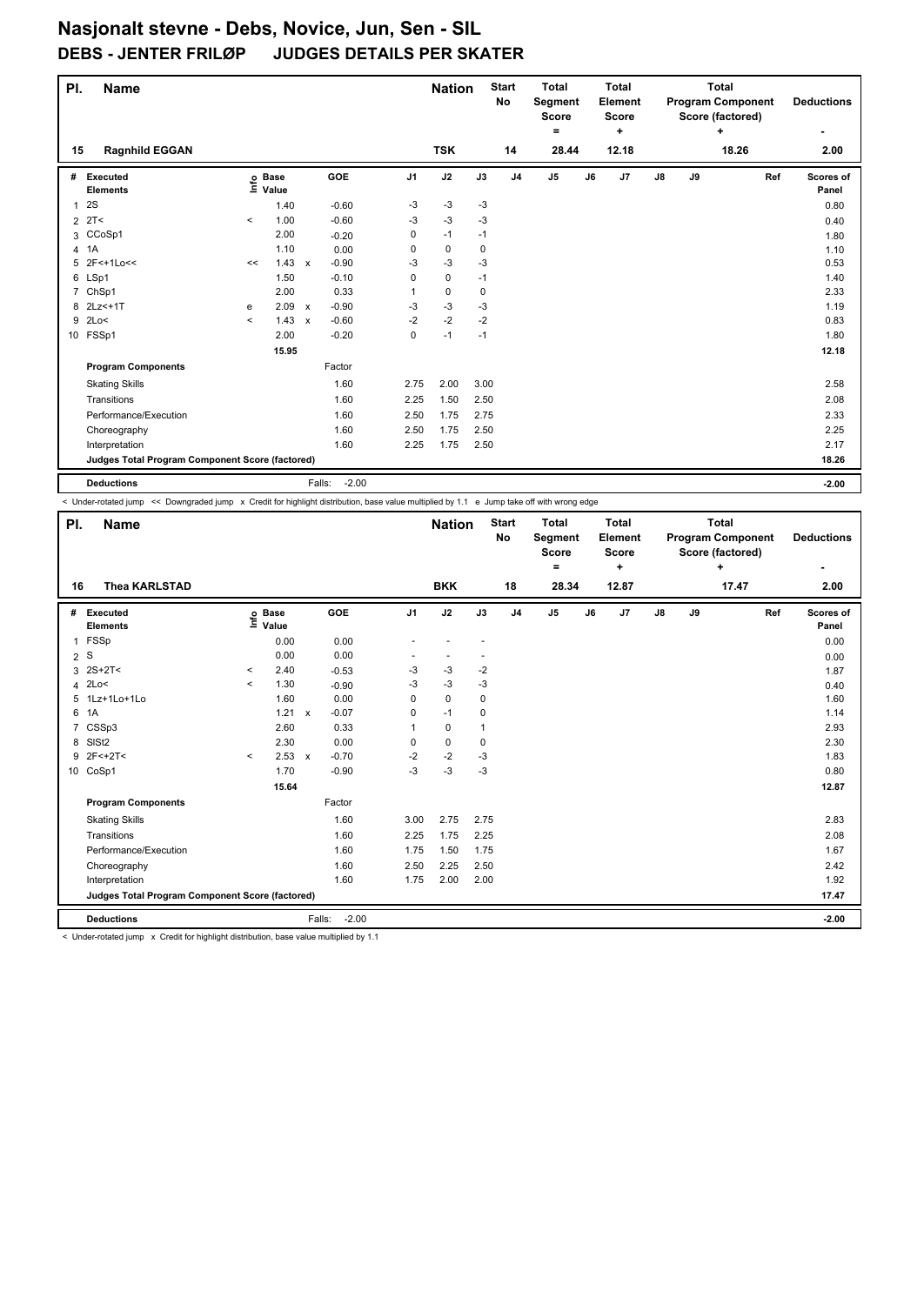# Nasjonalt stevne - Debs, Novice, Jun, Sen - SIL

## DEBS - JENTER FRILØP JUDGES DETAILS PER SKATER

| Pl. | Name | Nation | Start No | Total Segment Score = | Total Element Score + | Total Program Component Score (factored) + | Deductions - |
|---|---|---|---|---|---|---|---|
| 15 | Ragnhild EGGAN | TSK | 14 | 28.44 | 12.18 | 18.26 | 2.00 |

| # | Executed Elements | Info | Base Value | | GOE | J1 | J2 | J3 | J4 | J5 | J6 | J7 | J8 | J9 | Ref | Scores of Panel |
|---|---|---|---|---|---|---|---|---|---|---|---|---|---|---|---|---|
| 1 | 2S | | 1.40 | | -0.60 | -3 | -3 | -3 | | | | | | | | 0.80 |
| 2 | 2T< | < | 1.00 | | -0.60 | -3 | -3 | -3 | | | | | | | | 0.40 |
| 3 | CCoSp1 | | 2.00 | | -0.20 | 0 | -1 | -1 | | | | | | | | 1.80 |
| 4 | 1A | | 1.10 | | 0.00 | 0 | 0 | 0 | | | | | | | | 1.10 |
| 5 | 2F<+1Lo<< | << | 1.43 | x | -0.90 | -3 | -3 | -3 | | | | | | | | 0.53 |
| 6 | LSp1 | | 1.50 | | -0.10 | 0 | 0 | -1 | | | | | | | | 1.40 |
| 7 | ChSp1 | | 2.00 | | 0.33 | 1 | 0 | 0 | | | | | | | | 2.33 |
| 8 | 2Lz<+1T | e | 2.09 | x | -0.90 | -3 | -3 | -3 | | | | | | | | 1.19 |
| 9 | 2Lo< | < | 1.43 | x | -0.60 | -2 | -2 | -2 | | | | | | | | 0.83 |
| 10 | FSSp1 | | 2.00 | | -0.20 | 0 | -1 | -1 | | | | | | | | 1.80 |
| | | | 15.95 | | | | | | | | | | | | | 12.18 |
| | **Program Components** | | | | Factor | | | | | | | | | | | |
| | Skating Skills | | | | 1.60 | 2.75 | 2.00 | 3.00 | | | | | | | | 2.58 |
| | Transitions | | | | 1.60 | 2.25 | 1.50 | 2.50 | | | | | | | | 2.08 |
| | Performance/Execution | | | | 1.60 | 2.50 | 1.75 | 2.75 | | | | | | | | 2.33 |
| | Choreography | | | | 1.60 | 2.50 | 1.75 | 2.50 | | | | | | | | 2.25 |
| | Interpretation | | | | 1.60 | 2.25 | 1.75 | 2.50 | | | | | | | | 2.17 |
| | **Judges Total Program Component Score (factored)** | | | | | | | | | | | | | | | 18.26 |
| | **Deductions** | | | | Falls: -2.00 | | | | | | | | | | | -2.00 |

< Under-rotated jump << Downgraded jump x Credit for highlight distribution, base value multiplied by 1.1 e Jump take off with wrong edge

| Pl. | Name | Nation | Start No | Total Segment Score = | Total Element Score + | Total Program Component Score (factored) + | Deductions - |
|---|---|---|---|---|---|---|---|
| 16 | Thea KARLSTAD | BKK | 18 | 28.34 | 12.87 | 17.47 | 2.00 |

| # | Executed Elements | Info | Base Value | | GOE | J1 | J2 | J3 | J4 | J5 | J6 | J7 | J8 | J9 | Ref | Scores of Panel |
|---|---|---|---|---|---|---|---|---|---|---|---|---|---|---|---|---|
| 1 | FSSp | | 0.00 | | 0.00 | - | - | - | | | | | | | | 0.00 |
| 2 | S | | 0.00 | | 0.00 | - | - | - | | | | | | | | 0.00 |
| 3 | 2S+2T< | < | 2.40 | | -0.53 | -3 | -3 | -2 | | | | | | | | 1.87 |
| 4 | 2Lo< | < | 1.30 | | -0.90 | -3 | -3 | -3 | | | | | | | | 0.40 |
| 5 | 1Lz+1Lo+1Lo | | 1.60 | | 0.00 | 0 | 0 | 0 | | | | | | | | 1.60 |
| 6 | 1A | | 1.21 | x | -0.07 | 0 | -1 | 0 | | | | | | | | 1.14 |
| 7 | CSSp3 | | 2.60 | | 0.33 | 1 | 0 | 1 | | | | | | | | 2.93 |
| 8 | SlSt2 | | 2.30 | | 0.00 | 0 | 0 | 0 | | | | | | | | 2.30 |
| 9 | 2F<+2T< | < | 2.53 | x | -0.70 | -2 | -2 | -3 | | | | | | | | 1.83 |
| 10 | CoSp1 | | 1.70 | | -0.90 | -3 | -3 | -3 | | | | | | | | 0.80 |
| | | | 15.64 | | | | | | | | | | | | | 12.87 |
| | **Program Components** | | | | Factor | | | | | | | | | | | |
| | Skating Skills | | | | 1.60 | 3.00 | 2.75 | 2.75 | | | | | | | | 2.83 |
| | Transitions | | | | 1.60 | 2.25 | 1.75 | 2.25 | | | | | | | | 2.08 |
| | Performance/Execution | | | | 1.60 | 1.75 | 1.50 | 1.75 | | | | | | | | 1.67 |
| | Choreography | | | | 1.60 | 2.50 | 2.25 | 2.50 | | | | | | | | 2.42 |
| | Interpretation | | | | 1.60 | 1.75 | 2.00 | 2.00 | | | | | | | | 1.92 |
| | **Judges Total Program Component Score (factored)** | | | | | | | | | | | | | | | 17.47 |
| | **Deductions** | | | | Falls: -2.00 | | | | | | | | | | | -2.00 |

< Under-rotated jump x Credit for highlight distribution, base value multiplied by 1.1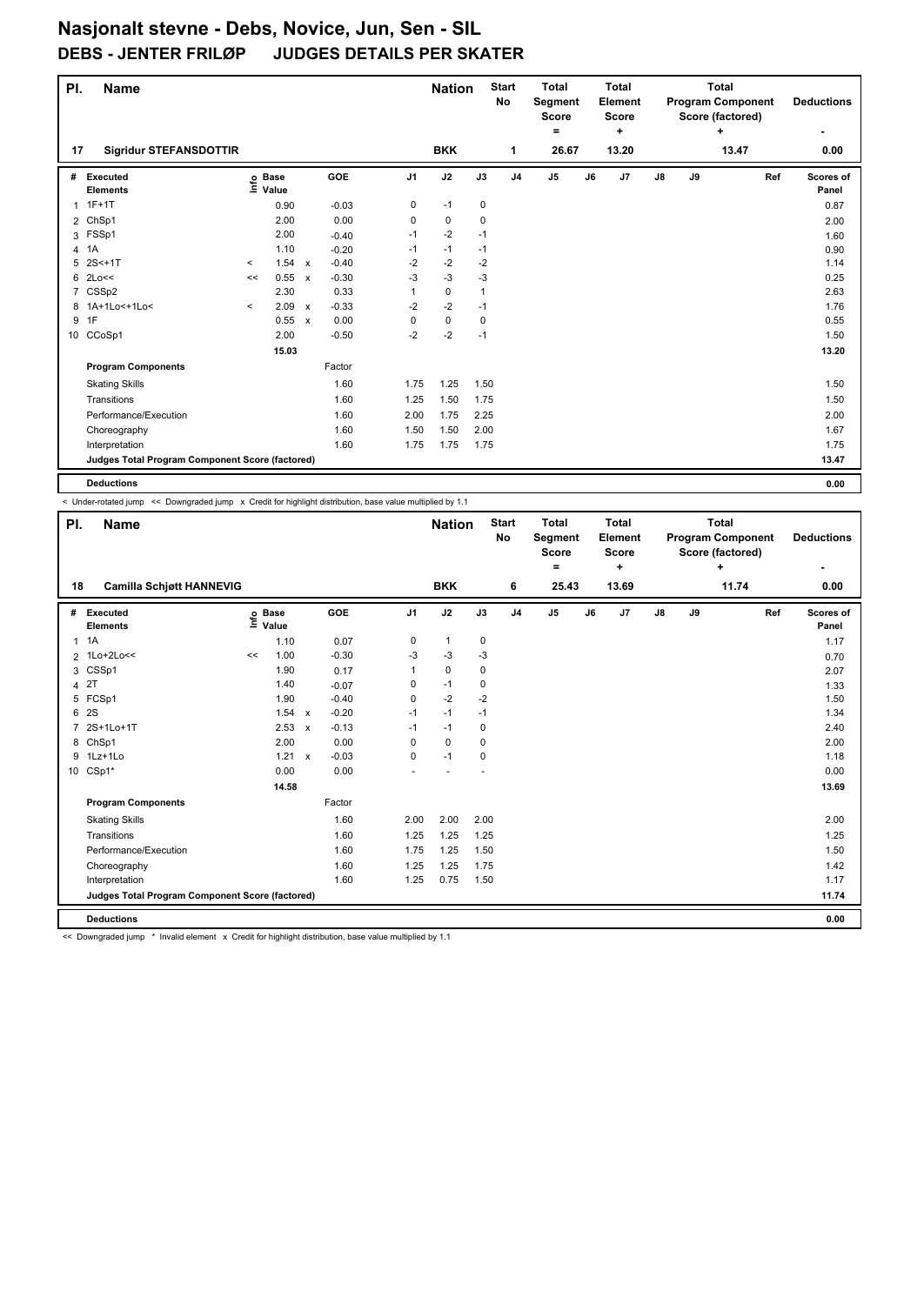# Nasjonalt stevne - Debs, Novice, Jun, Sen - SIL

## DEBS - JENTER FRILØP JUDGES DETAILS PER SKATER

| Pl. | Name | Nation | Start No | Total Segment Score = | Total Element Score + | Total Program Component Score (factored) + | Deductions - |
|---|---|---|---|---|---|---|---|
| 17 | Sigridur STEFANSDOTTIR | BKK | 1 | 26.67 | 13.20 | 13.47 | 0.00 |

| # | Executed Elements | Info | Base Value | | GOE | J1 | J2 | J3 | J4 | J5 | J6 | J7 | J8 | J9 | Ref | Scores of Panel |
|---|---|---|---|---|---|---|---|---|---|---|---|---|---|---|---|---|
| 1 | 1F+1T | | 0.90 | | -0.03 | 0 | -1 | 0 | | | | | | | | 0.87 |
| 2 | ChSp1 | | 2.00 | | 0.00 | 0 | 0 | 0 | | | | | | | | 2.00 |
| 3 | FSSp1 | | 2.00 | | -0.40 | -1 | -2 | -1 | | | | | | | | 1.60 |
| 4 | 1A | | 1.10 | | -0.20 | -1 | -1 | -1 | | | | | | | | 0.90 |
| 5 | 2S<+1T | < | 1.54 | x | -0.40 | -2 | -2 | -2 | | | | | | | | 1.14 |
| 6 | 2Lo<< | << | 0.55 | x | -0.30 | -3 | -3 | -3 | | | | | | | | 0.25 |
| 7 | CSSp2 | | 2.30 | | 0.33 | 1 | 0 | 1 | | | | | | | | 2.63 |
| 8 | 1A+1Lo<+1Lo< | < | 2.09 | x | -0.33 | -2 | -2 | -1 | | | | | | | | 1.76 |
| 9 | 1F | | 0.55 | x | 0.00 | 0 | 0 | 0 | | | | | | | | 0.55 |
| 10 | CCoSp1 | | 2.00 | | -0.50 | -2 | -2 | -1 | | | | | | | | 1.50 |
| | | | 15.03 | | | | | | | | | | | | | 13.20 |
| | **Program Components** | | | | Factor | | | | | | | | | | | |
| | Skating Skills | | | | 1.60 | 1.75 | 1.25 | 1.50 | | | | | | | | 1.50 |
| | Transitions | | | | 1.60 | 1.25 | 1.50 | 1.75 | | | | | | | | 1.50 |
| | Performance/Execution | | | | 1.60 | 2.00 | 1.75 | 2.25 | | | | | | | | 2.00 |
| | Choreography | | | | 1.60 | 1.50 | 1.50 | 2.00 | | | | | | | | 1.67 |
| | Interpretation | | | | 1.60 | 1.75 | 1.75 | 1.75 | | | | | | | | 1.75 |
| | **Judges Total Program Component Score (factored)** | | | | | | | | | | | | | | | 13.47 |
| | **Deductions** | | | | | | | | | | | | | | | 0.00 |

< Under-rotated jump << Downgraded jump x Credit for highlight distribution, base value multiplied by 1.1

| Pl. | Name | Nation | Start No | Total Segment Score = | Total Element Score + | Total Program Component Score (factored) + | Deductions - |
|---|---|---|---|---|---|---|---|
| 18 | Camilla Schjøtt HANNEVIG | BKK | 6 | 25.43 | 13.69 | 11.74 | 0.00 |

| # | Executed Elements | Info | Base Value | | GOE | J1 | J2 | J3 | J4 | J5 | J6 | J7 | J8 | J9 | Ref | Scores of Panel |
|---|---|---|---|---|---|---|---|---|---|---|---|---|---|---|---|---|
| 1 | 1A | | 1.10 | | 0.07 | 0 | 1 | 0 | | | | | | | | 1.17 |
| 2 | 1Lo+2Lo<< | << | 1.00 | | -0.30 | -3 | -3 | -3 | | | | | | | | 0.70 |
| 3 | CSSp1 | | 1.90 | | 0.17 | 1 | 0 | 0 | | | | | | | | 2.07 |
| 4 | 2T | | 1.40 | | -0.07 | 0 | -1 | 0 | | | | | | | | 1.33 |
| 5 | FCSp1 | | 1.90 | | -0.40 | 0 | -2 | -2 | | | | | | | | 1.50 |
| 6 | 2S | | 1.54 | x | -0.20 | -1 | -1 | -1 | | | | | | | | 1.34 |
| 7 | 2S+1Lo+1T | | 2.53 | x | -0.13 | -1 | -1 | 0 | | | | | | | | 2.40 |
| 8 | ChSp1 | | 2.00 | | 0.00 | 0 | 0 | 0 | | | | | | | | 2.00 |
| 9 | 1Lz+1Lo | | 1.21 | x | -0.03 | 0 | -1 | 0 | | | | | | | | 1.18 |
| 10 | CSp1* | | 0.00 | | 0.00 | - | - | - | | | | | | | | 0.00 |
| | | | 14.58 | | | | | | | | | | | | | 13.69 |
| | **Program Components** | | | | Factor | | | | | | | | | | | |
| | Skating Skills | | | | 1.60 | 2.00 | 2.00 | 2.00 | | | | | | | | 2.00 |
| | Transitions | | | | 1.60 | 1.25 | 1.25 | 1.25 | | | | | | | | 1.25 |
| | Performance/Execution | | | | 1.60 | 1.75 | 1.25 | 1.50 | | | | | | | | 1.50 |
| | Choreography | | | | 1.60 | 1.25 | 1.25 | 1.75 | | | | | | | | 1.42 |
| | Interpretation | | | | 1.60 | 1.25 | 0.75 | 1.50 | | | | | | | | 1.17 |
| | **Judges Total Program Component Score (factored)** | | | | | | | | | | | | | | | 11.74 |
| | **Deductions** | | | | | | | | | | | | | | | 0.00 |

<< Downgraded jump * Invalid element x Credit for highlight distribution, base value multiplied by 1.1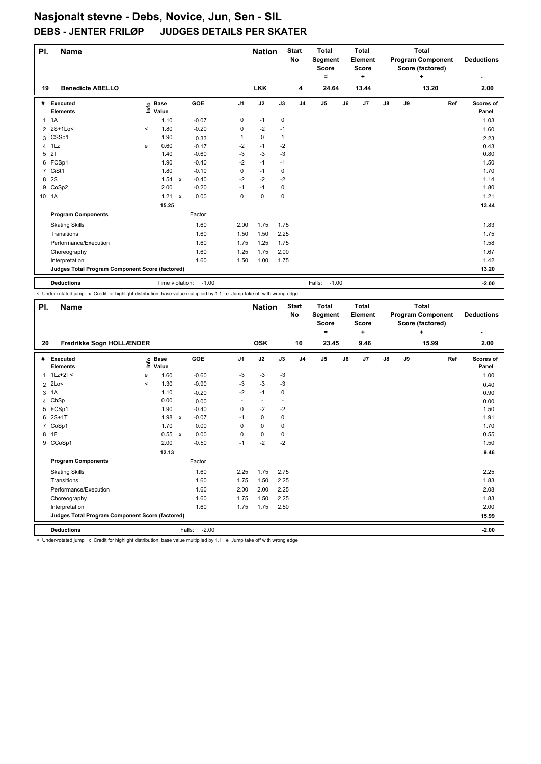# Nasjonalt stevne - Debs, Novice, Jun, Sen - SIL

## DEBS - JENTER FRILØP JUDGES DETAILS PER SKATER

| Pl. | Name | Nation | Start No | Total Segment Score = | Total Element Score + | Total Program Component Score (factored) + | Deductions - |
|---|---|---|---|---|---|---|---|
| 19 | Benedicte ABELLO | LKK | 4 | 24.64 | 13.44 | 13.20 | 2.00 |

| # | Executed Elements | Info | Base Value | | GOE | J1 | J2 | J3 | J4 | J5 | J6 | J7 | J8 | J9 | Ref | Scores of Panel |
|---|---|---|---|---|---|---|---|---|---|---|---|---|---|---|---|---|
| 1 | 1A | | 1.10 | | -0.07 | 0 | -1 | 0 | | | | | | | | 1.03 |
| 2 | 2S+1Lo< | < | 1.80 | | -0.20 | 0 | -2 | -1 | | | | | | | | 1.60 |
| 3 | CSSp1 | | 1.90 | | 0.33 | 1 | 0 | 1 | | | | | | | | 2.23 |
| 4 | 1Lz | e | 0.60 | | -0.17 | -2 | -1 | -2 | | | | | | | | 0.43 |
| 5 | 2T | | 1.40 | | -0.60 | -3 | -3 | -3 | | | | | | | | 0.80 |
| 6 | FCSp1 | | 1.90 | | -0.40 | -2 | -1 | -1 | | | | | | | | 1.50 |
| 7 | CiSt1 | | 1.80 | | -0.10 | 0 | -1 | 0 | | | | | | | | 1.70 |
| 8 | 2S | | 1.54 | x | -0.40 | -2 | -2 | -2 | | | | | | | | 1.14 |
| 9 | CoSp2 | | 2.00 | | -0.20 | -1 | -1 | 0 | | | | | | | | 1.80 |
| 10 | 1A | | 1.21 | x | 0.00 | 0 | 0 | 0 | | | | | | | | 1.21 |
| | | | 15.25 | | | | | | | | | | | | | 13.44 |

| Program Components | Factor | J1 | J2 | J3 | Scores of Panel |
|---|---|---|---|---|---|
| Skating Skills | 1.60 | 2.00 | 1.75 | 1.75 | 1.83 |
| Transitions | 1.60 | 1.50 | 1.50 | 2.25 | 1.75 |
| Performance/Execution | 1.60 | 1.75 | 1.25 | 1.75 | 1.58 |
| Choreography | 1.60 | 1.25 | 1.75 | 2.00 | 1.67 |
| Interpretation | 1.60 | 1.50 | 1.00 | 1.75 | 1.42 |
| Judges Total Program Component Score (factored) | | | | | 13.20 |

**Deductions** Time violation: -1.00 Falls: -1.00 **-2.00**

< Under-rotated jump x Credit for highlight distribution, base value multiplied by 1.1 e Jump take off with wrong edge

| Pl. | Name | Nation | Start No | Total Segment Score = | Total Element Score + | Total Program Component Score (factored) + | Deductions - |
|---|---|---|---|---|---|---|---|
| 20 | Fredrikke Sogn HOLLÆNDER | OSK | 16 | 23.45 | 9.46 | 15.99 | 2.00 |

| # | Executed Elements | Info | Base Value | | GOE | J1 | J2 | J3 | J4 | J5 | J6 | J7 | J8 | J9 | Ref | Scores of Panel |
|---|---|---|---|---|---|---|---|---|---|---|---|---|---|---|---|---|
| 1 | 1Lz+2T< | e | 1.60 | | -0.60 | -3 | -3 | -3 | | | | | | | | 1.00 |
| 2 | 2Lo< | < | 1.30 | | -0.90 | -3 | -3 | -3 | | | | | | | | 0.40 |
| 3 | 1A | | 1.10 | | -0.20 | -2 | -1 | 0 | | | | | | | | 0.90 |
| 4 | ChSp | | 0.00 | | 0.00 | - | - | - | | | | | | | | 0.00 |
| 5 | FCSp1 | | 1.90 | | -0.40 | 0 | -2 | -2 | | | | | | | | 1.50 |
| 6 | 2S+1T | | 1.98 | x | -0.07 | -1 | 0 | 0 | | | | | | | | 1.91 |
| 7 | CoSp1 | | 1.70 | | 0.00 | 0 | 0 | 0 | | | | | | | | 1.70 |
| 8 | 1F | | 0.55 | x | 0.00 | 0 | 0 | 0 | | | | | | | | 0.55 |
| 9 | CCoSp1 | | 2.00 | | -0.50 | -1 | -2 | -2 | | | | | | | | 1.50 |
| | | | 12.13 | | | | | | | | | | | | | 9.46 |

| Program Components | Factor | J1 | J2 | J3 | Scores of Panel |
|---|---|---|---|---|---|
| Skating Skills | 1.60 | 2.25 | 1.75 | 2.75 | 2.25 |
| Transitions | 1.60 | 1.75 | 1.50 | 2.25 | 1.83 |
| Performance/Execution | 1.60 | 2.00 | 2.00 | 2.25 | 2.08 |
| Choreography | 1.60 | 1.75 | 1.50 | 2.25 | 1.83 |
| Interpretation | 1.60 | 1.75 | 1.75 | 2.50 | 2.00 |
| Judges Total Program Component Score (factored) | | | | | 15.99 |

**Deductions** Falls: -2.00 **-2.00**

< Under-rotated jump x Credit for highlight distribution, base value multiplied by 1.1 e Jump take off with wrong edge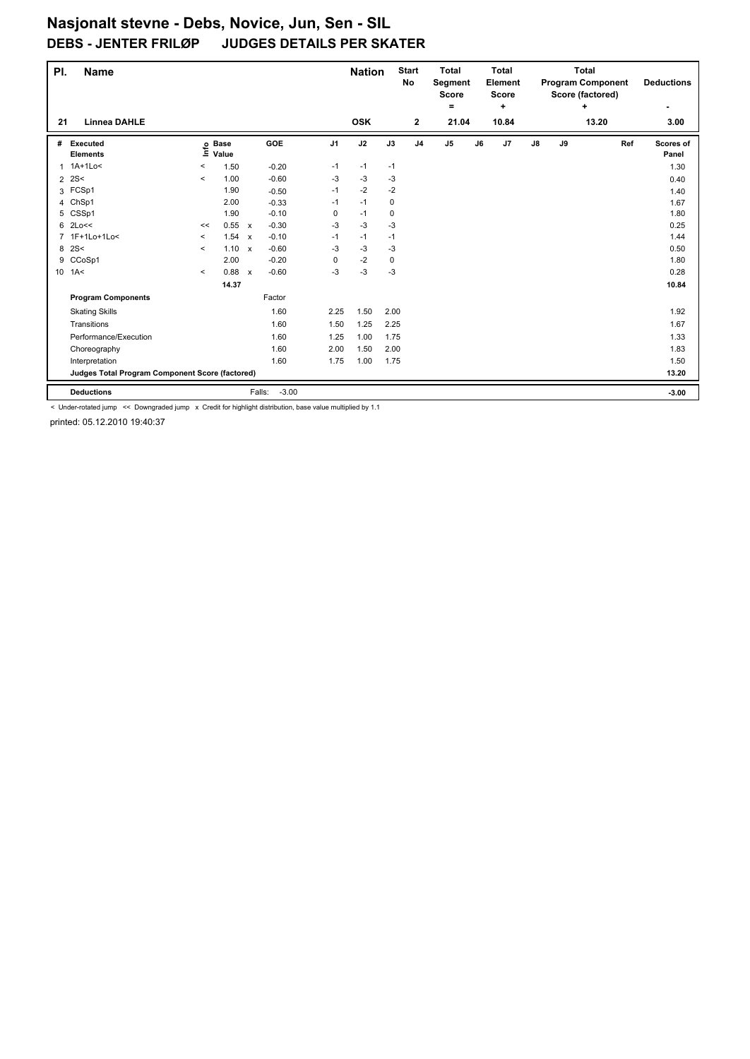# Nasjonalt stevne - Debs, Novice, Jun, Sen - SIL

## DEBS - JENTER FRILØP JUDGES DETAILS PER SKATER

| Pl. | Name | Nation | Start No | Total Segment Score = | Total Element Score + | Total Program Component Score (factored) + | Deductions - |
|---|---|---|---|---|---|---|---|
| 21 | Linnea DAHLE | OSK | 2 | 21.04 | 10.84 | 13.20 | 3.00 |

| # | Executed Elements | Info | Base Value | | GOE | J1 | J2 | J3 | J4 | J5 | J6 | J7 | J8 | J9 | Ref | Scores of Panel |
|---|---|---|---|---|---|---|---|---|---|---|---|---|---|---|---|---|
| 1 | 1A+1Lo< | < | 1.50 | | -0.20 | -1 | -1 | -1 | | | | | | | | 1.30 |
| 2 | 2S< | < | 1.00 | | -0.60 | -3 | -3 | -3 | | | | | | | | 0.40 |
| 3 | FCSp1 | | 1.90 | | -0.50 | -1 | -2 | -2 | | | | | | | | 1.40 |
| 4 | ChSp1 | | 2.00 | | -0.33 | -1 | -1 | 0 | | | | | | | | 1.67 |
| 5 | CSSp1 | | 1.90 | | -0.10 | 0 | -1 | 0 | | | | | | | | 1.80 |
| 6 | 2Lo<< | << | 0.55 | x | -0.30 | -3 | -3 | -3 | | | | | | | | 0.25 |
| 7 | 1F+1Lo+1Lo< | < | 1.54 | x | -0.10 | -1 | -1 | -1 | | | | | | | | 1.44 |
| 8 | 2S< | < | 1.10 | x | -0.60 | -3 | -3 | -3 | | | | | | | | 0.50 |
| 9 | CCoSp1 | | 2.00 | | -0.20 | 0 | -2 | 0 | | | | | | | | 1.80 |
| 10 | 1A< | < | 0.88 | x | -0.60 | -3 | -3 | -3 | | | | | | | | 0.28 |
| | | | 14.37 | | | | | | | | | | | | | 10.84 |
| | **Program Components** | | | | Factor | | | | | | | | | | | |
| | Skating Skills | | | | 1.60 | 2.25 | 1.50 | 2.00 | | | | | | | | 1.92 |
| | Transitions | | | | 1.60 | 1.50 | 1.25 | 2.25 | | | | | | | | 1.67 |
| | Performance/Execution | | | | 1.60 | 1.25 | 1.00 | 1.75 | | | | | | | | 1.33 |
| | Choreography | | | | 1.60 | 2.00 | 1.50 | 2.00 | | | | | | | | 1.83 |
| | Interpretation | | | | 1.60 | 1.75 | 1.00 | 1.75 | | | | | | | | 1.50 |
| | **Judges Total Program Component Score (factored)** | | | | | | | | | | | | | | | 13.20 |
| | **Deductions** | | | | Falls: -3.00 | | | | | | | | | | | -3.00 |

< Under-rotated jump << Downgraded jump x Credit for highlight distribution, base value multiplied by 1.1

printed: 05.12.2010 19:40:37